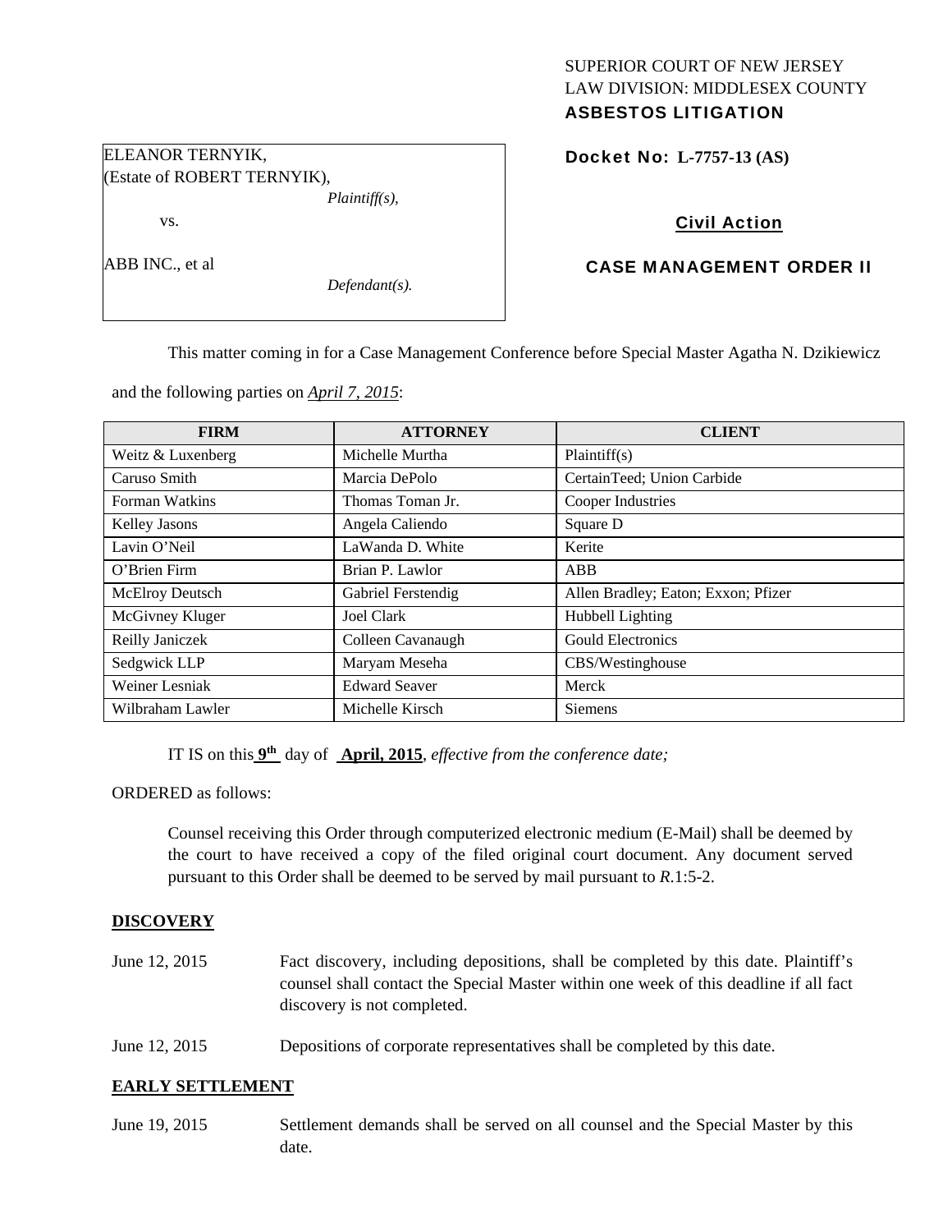SUPERIOR COURT OF NEW JERSEY
LAW DIVISION: MIDDLESEX COUNTY
**ASBESTOS LITIGATION**

ELEANOR TERNYIK,
(Estate of ROBERT TERNYIK),
*Plaintiff(s),*

vs.

ABB INC., et al
*Defendant(s).*

**Docket No: L-7757-13 (AS)**

**Civil Action**

**CASE MANAGEMENT ORDER II**

This matter coming in for a Case Management Conference before Special Master Agatha N. Dzikiewicz and the following parties on *April 7, 2015*:

| FIRM | ATTORNEY | CLIENT |
|---|---|---|
| Weitz & Luxenberg | Michelle Murtha | Plaintiff(s) |
| Caruso Smith | Marcia DePolo | CertainTeed; Union Carbide |
| Forman Watkins | Thomas Toman Jr. | Cooper Industries |
| Kelley Jasons | Angela Caliendo | Square D |
| Lavin O'Neil | LaWanda D. White | Kerite |
| O'Brien Firm | Brian P. Lawlor | ABB |
| McElroy Deutsch | Gabriel Ferstendig | Allen Bradley; Eaton; Exxon; Pfizer |
| McGivney Kluger | Joel Clark | Hubbell Lighting |
| Reilly Janiczek | Colleen Cavanaugh | Gould Electronics |
| Sedgwick LLP | Maryam Meseha | CBS/Westinghouse |
| Weiner Lesniak | Edward Seaver | Merck |
| Wilbraham Lawler | Michelle Kirsch | Siemens |

IT IS on this **9th** day of **April, 2015**, *effective from the conference date;*

ORDERED as follows:

Counsel receiving this Order through computerized electronic medium (E-Mail) shall be deemed by the court to have received a copy of the filed original court document. Any document served pursuant to this Order shall be deemed to be served by mail pursuant to *R*.1:5-2.

**DISCOVERY**

June 12, 2015 Fact discovery, including depositions, shall be completed by this date. Plaintiff's counsel shall contact the Special Master within one week of this deadline if all fact discovery is not completed.

June 12, 2015 Depositions of corporate representatives shall be completed by this date.

**EARLY SETTLEMENT**

June 19, 2015 Settlement demands shall be served on all counsel and the Special Master by this date.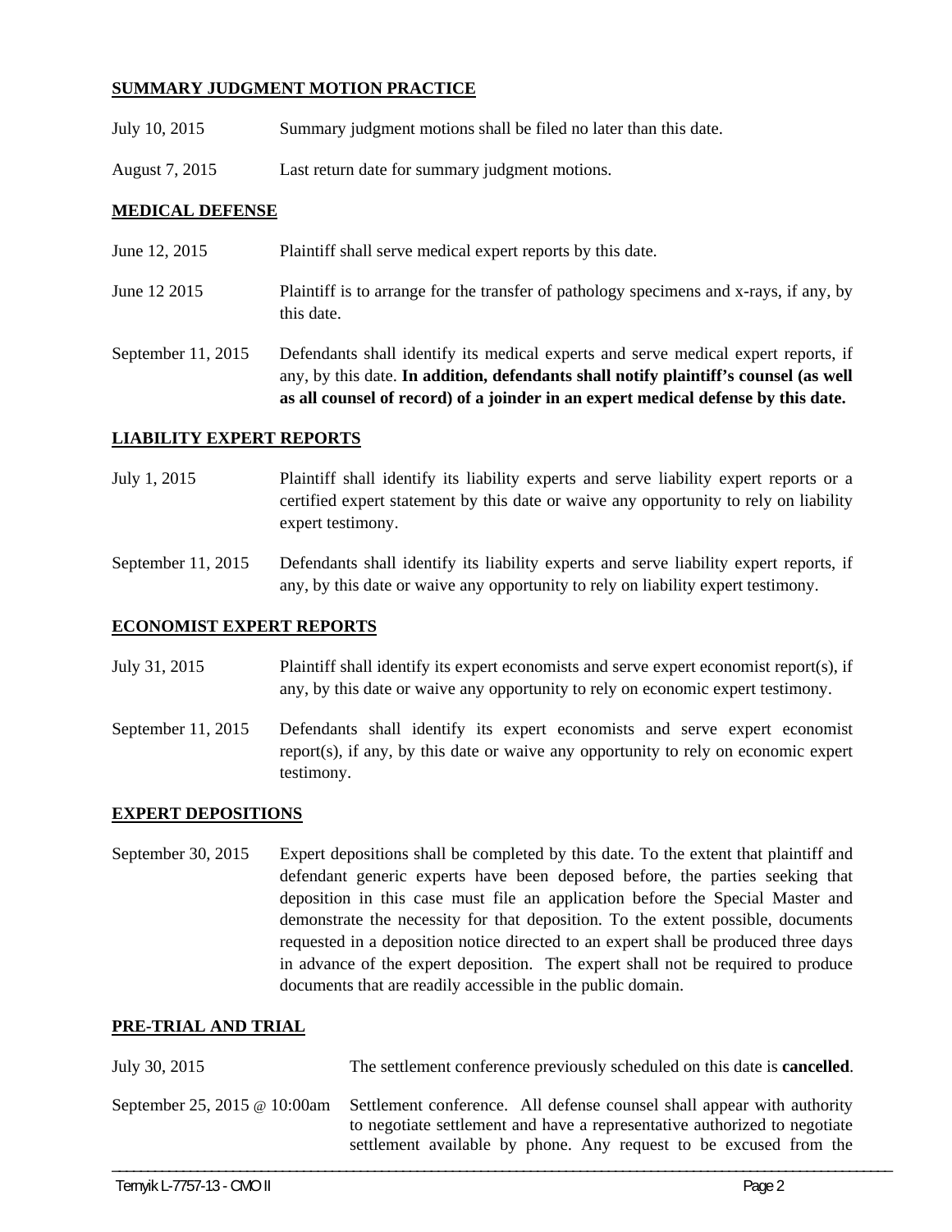**SUMMARY JUDGMENT MOTION PRACTICE**

| | |
|---|---|
| July 10, 2015 | Summary judgment motions shall be filed no later than this date. |
| August 7, 2015 | Last return date for summary judgment motions. |

**MEDICAL DEFENSE**

| | |
|---|---|
| June 12, 2015 | Plaintiff shall serve medical expert reports by this date. |
| June 12 2015 | Plaintiff is to arrange for the transfer of pathology specimens and x-rays, if any, by this date. |
| September 11, 2015 | Defendants shall identify its medical experts and serve medical expert reports, if any, by this date. **In addition, defendants shall notify plaintiff's counsel (as well as all counsel of record) of a joinder in an expert medical defense by this date.** |

**LIABILITY EXPERT REPORTS**

| | |
|---|---|
| July 1, 2015 | Plaintiff shall identify its liability experts and serve liability expert reports or a certified expert statement by this date or waive any opportunity to rely on liability expert testimony. |
| September 11, 2015 | Defendants shall identify its liability experts and serve liability expert reports, if any, by this date or waive any opportunity to rely on liability expert testimony. |

**ECONOMIST EXPERT REPORTS**

| | |
|---|---|
| July 31, 2015 | Plaintiff shall identify its expert economists and serve expert economist report(s), if any, by this date or waive any opportunity to rely on economic expert testimony. |
| September 11, 2015 | Defendants shall identify its expert economists and serve expert economist report(s), if any, by this date or waive any opportunity to rely on economic expert testimony. |

**EXPERT DEPOSITIONS**

| | |
|---|---|
| September 30, 2015 | Expert depositions shall be completed by this date. To the extent that plaintiff and defendant generic experts have been deposed before, the parties seeking that deposition in this case must file an application before the Special Master and demonstrate the necessity for that deposition. To the extent possible, documents requested in a deposition notice directed to an expert shall be produced three days in advance of the expert deposition. The expert shall not be required to produce documents that are readily accessible in the public domain. |

**PRE-TRIAL AND TRIAL**

| | |
|---|---|
| July 30, 2015 | The settlement conference previously scheduled on this date is **cancelled**. |
| September 25, 2015 @ 10:00am | Settlement conference. All defense counsel shall appear with authority to negotiate settlement and have a representative authorized to negotiate settlement available by phone. Any request to be excused from the |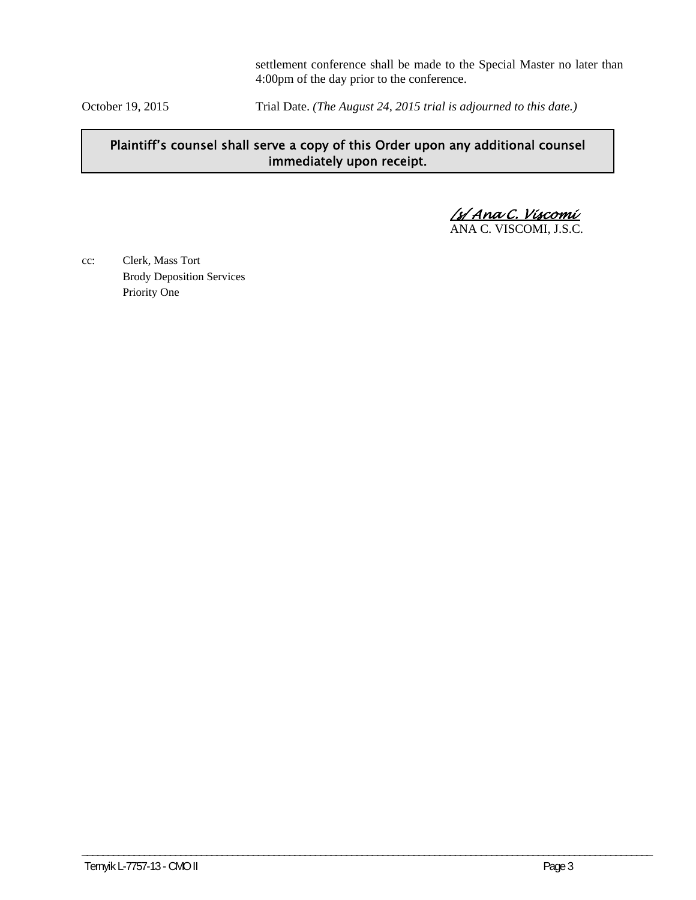settlement conference shall be made to the Special Master no later than 4:00pm of the day prior to the conference.

| | |
|---|---|
| October 19, 2015 | Trial Date. *(The August 24, 2015 trial is adjourned to this date.)* |

**Plaintiff's counsel shall serve a copy of this Order upon any additional counsel immediately upon receipt.**

/s/ Ana C. Viscomi
ANA C. VISCOMI, J.S.C.

cc: Clerk, Mass Tort
Brody Deposition Services
Priority One